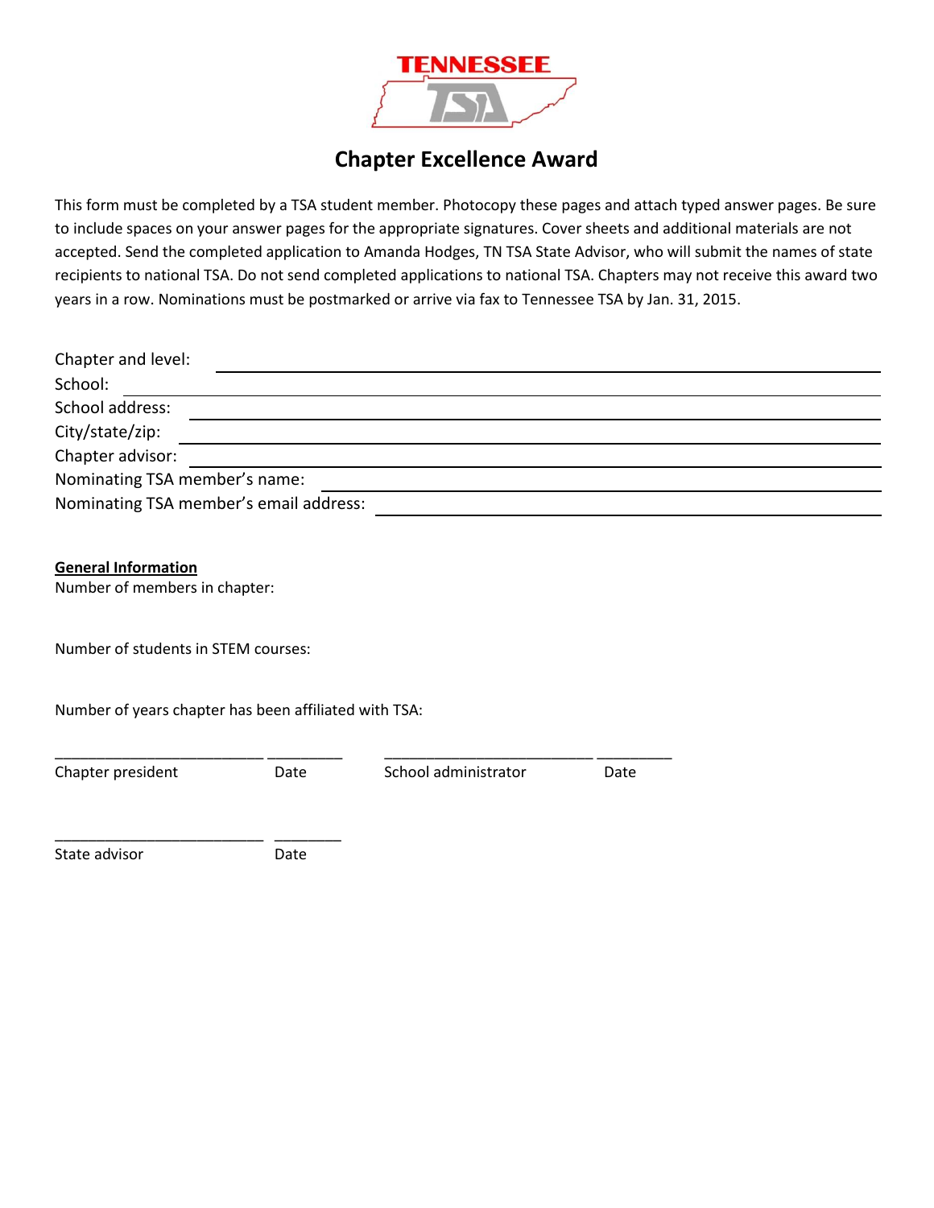TENNESSEE TSA

# Chapter Excellence Award

This form must be completed by a TSA student member. Photocopy these pages and attach typed answer pages. Be sure to include spaces on your answer pages for the appropriate signatures. Cover sheets and additional materials are not accepted. Send the completed application to Amanda Hodges, TN TSA State Advisor, who will submit the names of state recipients to national TSA. Do not send completed applications to national TSA. Chapters may not receive this award two years in a row. Nominations must be postmarked or arrive via fax to Tennessee TSA by Jan. 31, 2015.

Chapter and level: ______________________________

School: ______________________________

School address: ______________________________

City/state/zip: ______________________________

Chapter advisor: ______________________________

Nominating TSA member's name: ______________________________

Nominating TSA member's email address: ______________________________

**General Information**

Number of members in chapter:

Number of students in STEM courses:

Number of years chapter has been affiliated with TSA:

_________________________ _________ _________________________ _________
Chapter president Date School administrator Date

_________________________ ________
State advisor Date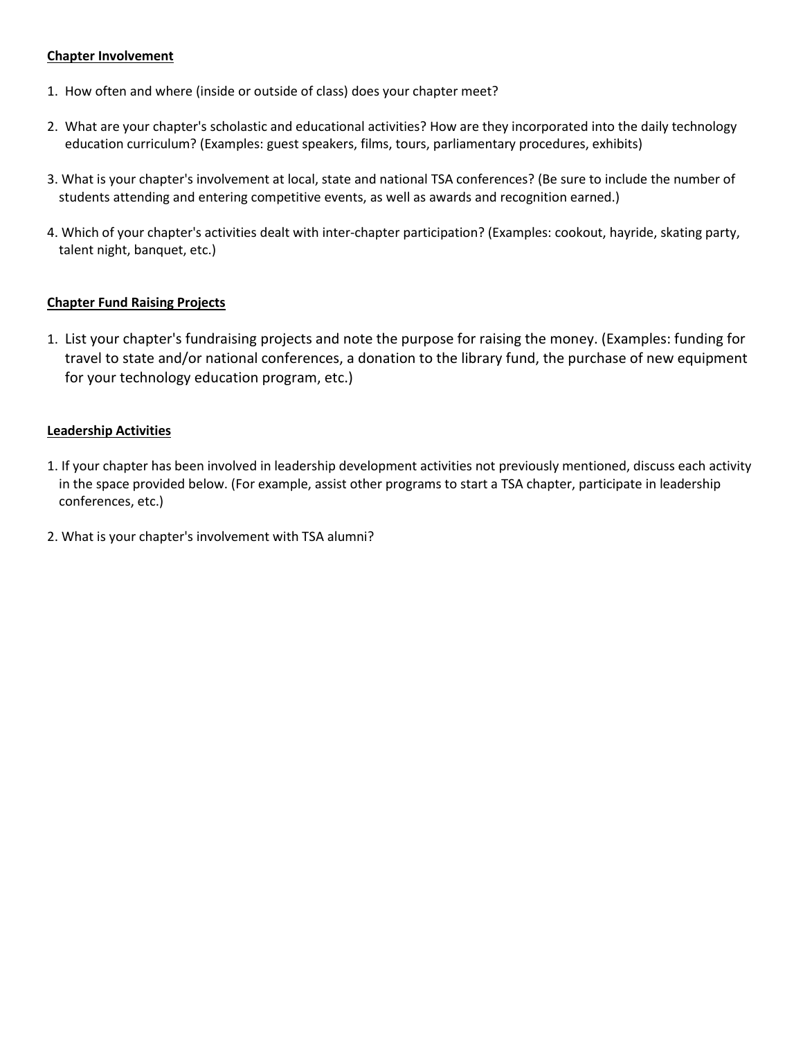**Chapter Involvement**

1. How often and where (inside or outside of class) does your chapter meet?

2. What are your chapter's scholastic and educational activities? How are they incorporated into the daily technology education curriculum? (Examples: guest speakers, films, tours, parliamentary procedures, exhibits)

3. What is your chapter's involvement at local, state and national TSA conferences? (Be sure to include the number of students attending and entering competitive events, as well as awards and recognition earned.)

4. Which of your chapter's activities dealt with inter-chapter participation? (Examples: cookout, hayride, skating party, talent night, banquet, etc.)

**Chapter Fund Raising Projects**

1. List your chapter's fundraising projects and note the purpose for raising the money. (Examples: funding for travel to state and/or national conferences, a donation to the library fund, the purchase of new equipment for your technology education program, etc.)

**Leadership Activities**

1. If your chapter has been involved in leadership development activities not previously mentioned, discuss each activity in the space provided below. (For example, assist other programs to start a TSA chapter, participate in leadership conferences, etc.)

2. What is your chapter's involvement with TSA alumni?